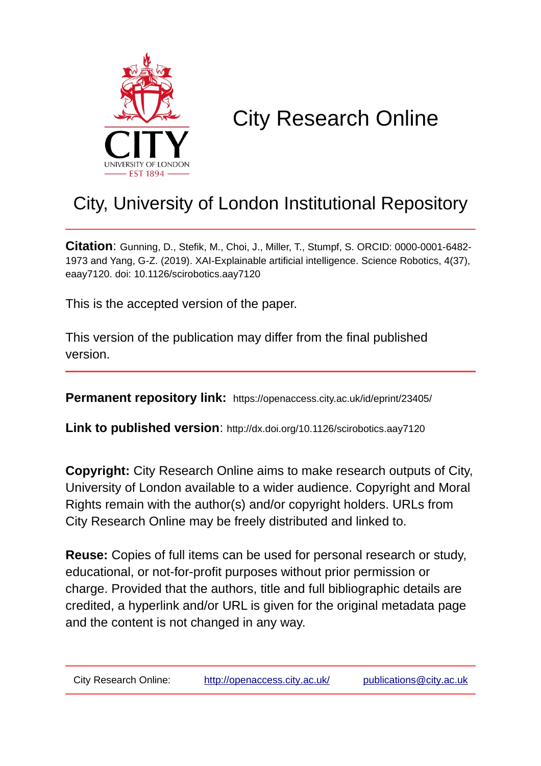# City Research Online

## City, University of London Institutional Repository

**Citation**: Gunning, D., Stefik, M., Choi, J., Miller, T., Stumpf, S. ORCID: 0000-0001-6482-1973 and Yang, G-Z. (2019). XAI-Explainable artificial intelligence. Science Robotics, 4(37), eaay7120. doi: 10.1126/scirobotics.aay7120

This is the accepted version of the paper.

This version of the publication may differ from the final published version.

**Permanent repository link:** https://openaccess.city.ac.uk/id/eprint/23405/

**Link to published version**: http://dx.doi.org/10.1126/scirobotics.aay7120

**Copyright:** City Research Online aims to make research outputs of City, University of London available to a wider audience. Copyright and Moral Rights remain with the author(s) and/or copyright holders. URLs from City Research Online may be freely distributed and linked to.

**Reuse:** Copies of full items can be used for personal research or study, educational, or not-for-profit purposes without prior permission or charge. Provided that the authors, title and full bibliographic details are credited, a hyperlink and/or URL is given for the original metadata page and the content is not changed in any way.

City Research Online: http://openaccess.city.ac.uk/ publications@city.ac.uk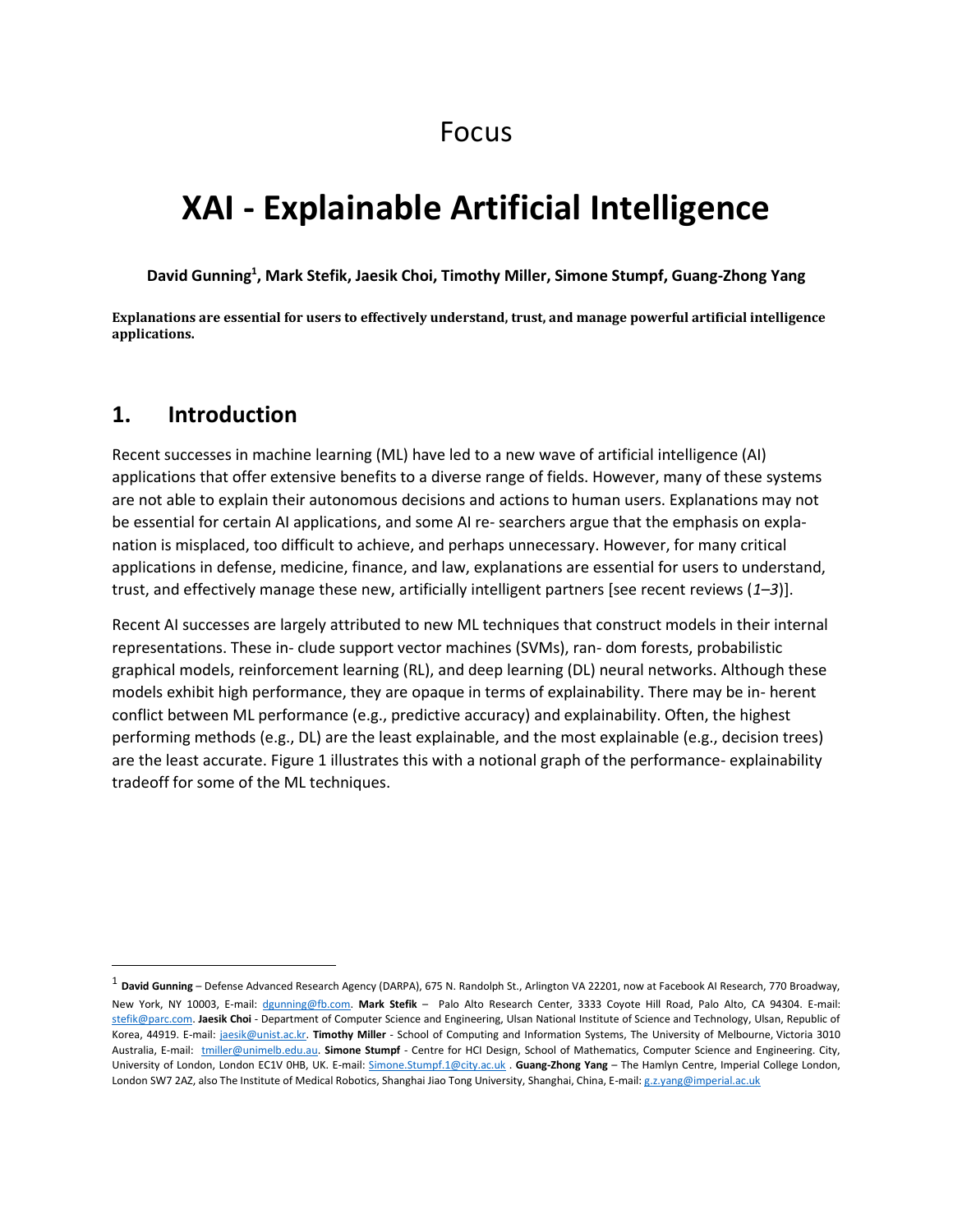Focus

# XAI - Explainable Artificial Intelligence

**David Gunning[1], Mark Stefik, Jaesik Choi, Timothy Miller, Simone Stumpf, Guang-Zhong Yang**

**Explanations are essential for users to effectively understand, trust, and manage powerful artificial intelligence applications.**

## 1. Introduction

Recent successes in machine learning (ML) have led to a new wave of artificial intelligence (AI) applications that offer extensive benefits to a diverse range of fields. However, many of these systems are not able to explain their autonomous decisions and actions to human users. Explanations may not be essential for certain AI applications, and some AI re- searchers argue that the emphasis on expla-nation is misplaced, too difficult to achieve, and perhaps unnecessary. However, for many critical applications in defense, medicine, finance, and law, explanations are essential for users to understand, trust, and effectively manage these new, artificially intelligent partners [see recent reviews (*1*–*3*)].

Recent AI successes are largely attributed to new ML techniques that construct models in their internal representations. These in- clude support vector machines (SVMs), ran- dom forests, probabilistic graphical models, reinforcement learning (RL), and deep learning (DL) neural networks. Although these models exhibit high performance, they are opaque in terms of explainability. There may be in- herent conflict between ML performance (e.g., predictive accuracy) and explainability. Often, the highest performing methods (e.g., DL) are the least explainable, and the most explainable (e.g., decision trees) are the least accurate. Figure 1 illustrates this with a notional graph of the performance- explainability tradeoff for some of the ML techniques.

---

[1] **David Gunning** – Defense Advanced Research Agency (DARPA), 675 N. Randolph St., Arlington VA 22201, now at Facebook AI Research, 770 Broadway, New York, NY 10003, E-mail: dgunning@fb.com. **Mark Stefik** – Palo Alto Research Center, 3333 Coyote Hill Road, Palo Alto, CA 94304. E-mail: stefik@parc.com. **Jaesik Choi** - Department of Computer Science and Engineering, Ulsan National Institute of Science and Technology, Ulsan, Republic of Korea, 44919. E-mail: jaesik@unist.ac.kr. **Timothy Miller** - School of Computing and Information Systems, The University of Melbourne, Victoria 3010 Australia, E-mail: tmiller@unimelb.edu.au. **Simone Stumpf** - Centre for HCI Design, School of Mathematics, Computer Science and Engineering. City, University of London, London EC1V 0HB, UK. E-mail: Simone.Stumpf.1@city.ac.uk . **Guang-Zhong Yang** – The Hamlyn Centre, Imperial College London, London SW7 2AZ, also The Institute of Medical Robotics, Shanghai Jiao Tong University, Shanghai, China, E-mail: g.z.yang@imperial.ac.uk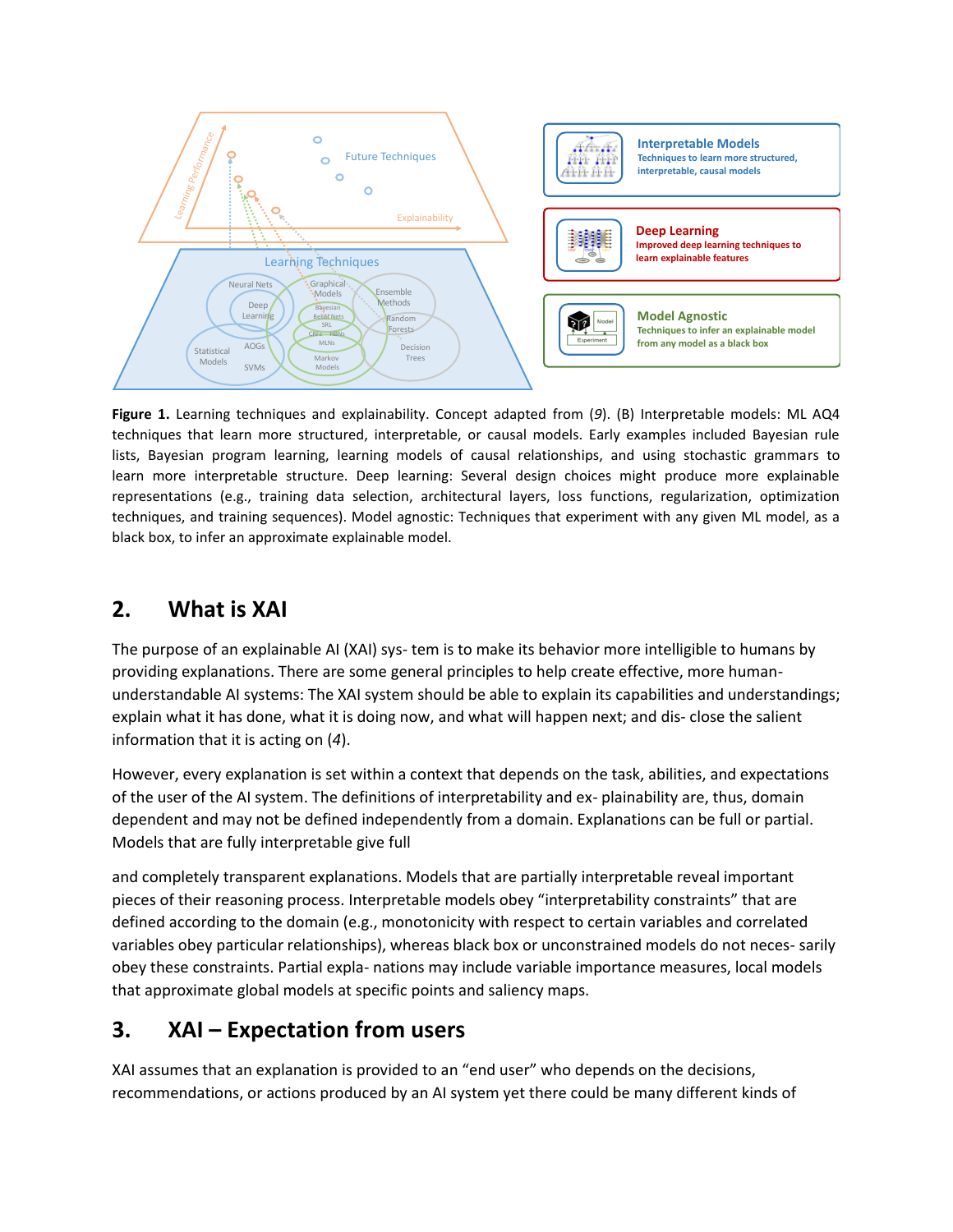**Figure 1.** Learning techniques and explainability. Concept adapted from (*9*). (B) Interpretable models: ML AQ4 techniques that learn more structured, interpretable, or causal models. Early examples included Bayesian rule lists, Bayesian program learning, learning models of causal relationships, and using stochastic grammars to learn more interpretable structure. Deep learning: Several design choices might produce more explainable representations (e.g., training data selection, architectural layers, loss functions, regularization, optimization techniques, and training sequences). Model agnostic: Techniques that experiment with any given ML model, as a black box, to infer an approximate explainable model.

## 2. What is XAI

The purpose of an explainable AI (XAI) sys- tem is to make its behavior more intelligible to humans by providing explanations. There are some general principles to help create effective, more human-understandable AI systems: The XAI system should be able to explain its capabilities and understandings; explain what it has done, what it is doing now, and what will happen next; and dis- close the salient information that it is acting on (*4*).

However, every explanation is set within a context that depends on the task, abilities, and expectations of the user of the AI system. The definitions of interpretability and ex- plainability are, thus, domain dependent and may not be defined independently from a domain. Explanations can be full or partial. Models that are fully interpretable give full

and completely transparent explanations. Models that are partially interpretable reveal important pieces of their reasoning process. Interpretable models obey "interpretability constraints" that are defined according to the domain (e.g., monotonicity with respect to certain variables and correlated variables obey particular relationships), whereas black box or unconstrained models do not neces- sarily obey these constraints. Partial expla- nations may include variable importance measures, local models that approximate global models at specific points and saliency maps.

## 3. XAI – Expectation from users

XAI assumes that an explanation is provided to an "end user" who depends on the decisions, recommendations, or actions produced by an AI system yet there could be many different kinds of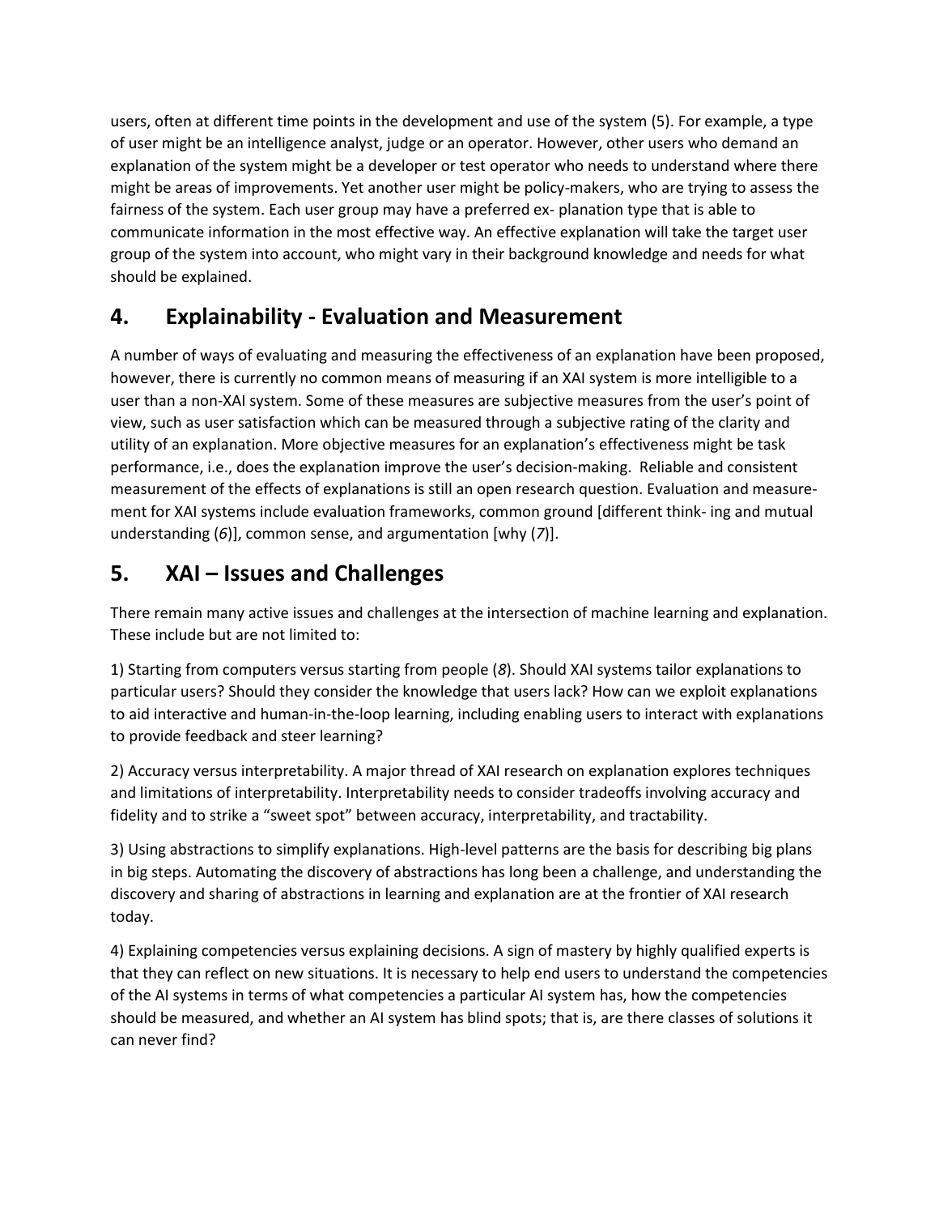users, often at different time points in the development and use of the system (5). For example, a type of user might be an intelligence analyst, judge or an operator. However, other users who demand an explanation of the system might be a developer or test operator who needs to understand where there might be areas of improvements. Yet another user might be policy-makers, who are trying to assess the fairness of the system. Each user group may have a preferred ex- planation type that is able to communicate information in the most effective way. An effective explanation will take the target user group of the system into account, who might vary in their background knowledge and needs for what should be explained.

## 4. Explainability - Evaluation and Measurement

A number of ways of evaluating and measuring the effectiveness of an explanation have been proposed, however, there is currently no common means of measuring if an XAI system is more intelligible to a user than a non-XAI system. Some of these measures are subjective measures from the user's point of view, such as user satisfaction which can be measured through a subjective rating of the clarity and utility of an explanation. More objective measures for an explanation's effectiveness might be task performance, i.e., does the explanation improve the user's decision-making. Reliable and consistent measurement of the effects of explanations is still an open research question. Evaluation and measure- ment for XAI systems include evaluation frameworks, common ground [different think- ing and mutual understanding (*6*)], common sense, and argumentation [why (*7*)].

## 5. XAI – Issues and Challenges

There remain many active issues and challenges at the intersection of machine learning and explanation. These include but are not limited to:

1) Starting from computers versus starting from people (*8*). Should XAI systems tailor explanations to particular users? Should they consider the knowledge that users lack? How can we exploit explanations to aid interactive and human-in-the-loop learning, including enabling users to interact with explanations to provide feedback and steer learning?

2) Accuracy versus interpretability. A major thread of XAI research on explanation explores techniques and limitations of interpretability. Interpretability needs to consider tradeoffs involving accuracy and fidelity and to strike a "sweet spot" between accuracy, interpretability, and tractability.

3) Using abstractions to simplify explanations. High-level patterns are the basis for describing big plans in big steps. Automating the discovery of abstractions has long been a challenge, and understanding the discovery and sharing of abstractions in learning and explanation are at the frontier of XAI research today.

4) Explaining competencies versus explaining decisions. A sign of mastery by highly qualified experts is that they can reflect on new situations. It is necessary to help end users to understand the competencies of the AI systems in terms of what competencies a particular AI system has, how the competencies should be measured, and whether an AI system has blind spots; that is, are there classes of solutions it can never find?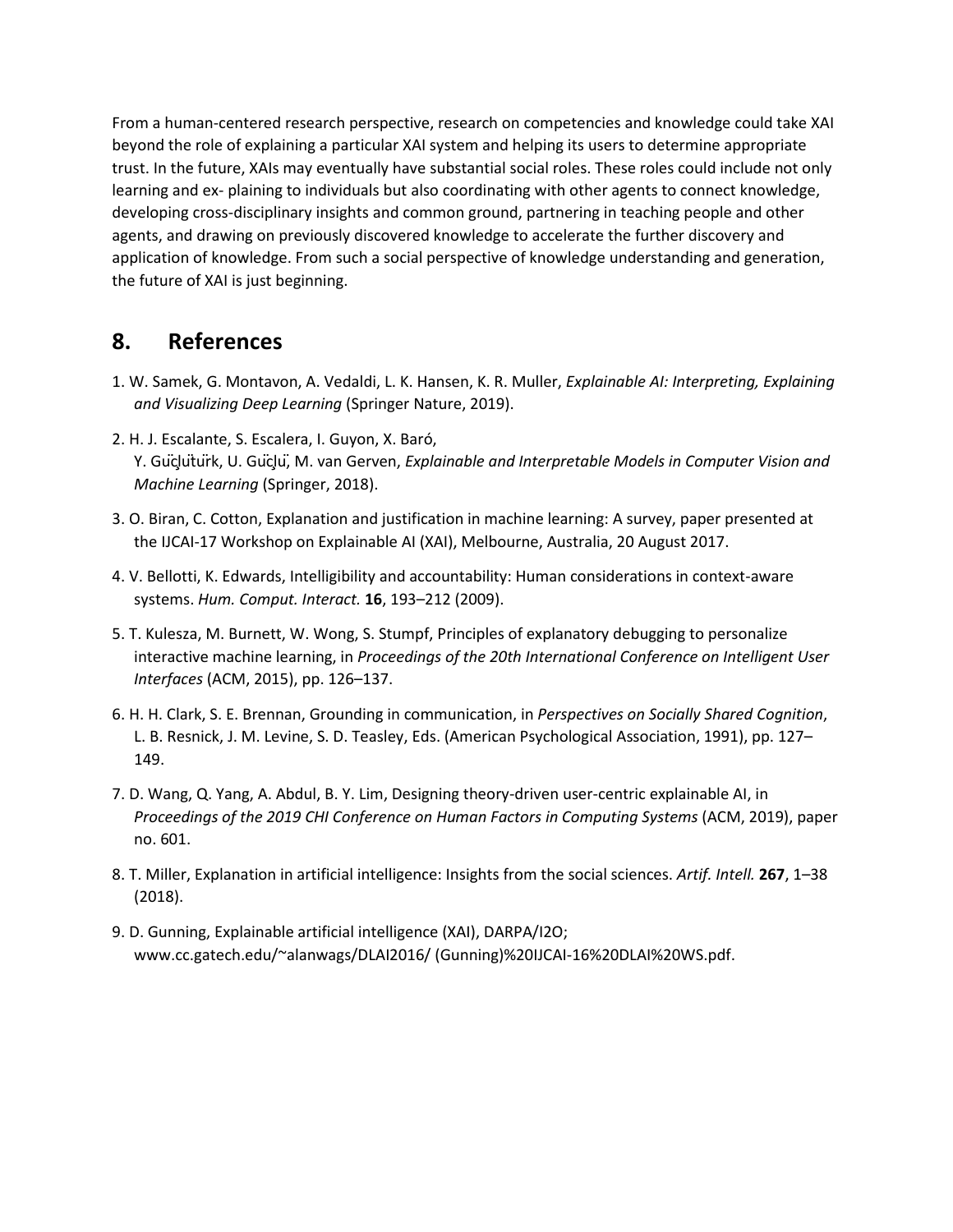From a human-centered research perspective, research on competencies and knowledge could take XAI beyond the role of explaining a particular XAI system and helping its users to determine appropriate trust. In the future, XAIs may eventually have substantial social roles. These roles could include not only learning and ex- plaining to individuals but also coordinating with other agents to connect knowledge, developing cross-disciplinary insights and common ground, partnering in teaching people and other agents, and drawing on previously discovered knowledge to accelerate the further discovery and application of knowledge. From such a social perspective of knowledge understanding and generation, the future of XAI is just beginning.

## 8. References

1. W. Samek, G. Montavon, A. Vedaldi, L. K. Hansen, K. R. Muller, *Explainable AI: Interpreting, Explaining and Visualizing Deep Learning* (Springer Nature, 2019).
2. H. J. Escalante, S. Escalera, I. Guyon, X. Baró, Y. Güçlütürk, U. Güçlü, M. van Gerven, *Explainable and Interpretable Models in Computer Vision and Machine Learning* (Springer, 2018).
3. O. Biran, C. Cotton, Explanation and justification in machine learning: A survey, paper presented at the IJCAI-17 Workshop on Explainable AI (XAI), Melbourne, Australia, 20 August 2017.
4. V. Bellotti, K. Edwards, Intelligibility and accountability: Human considerations in context-aware systems. *Hum. Comput. Interact.* **16**, 193–212 (2009).
5. T. Kulesza, M. Burnett, W. Wong, S. Stumpf, Principles of explanatory debugging to personalize interactive machine learning, in *Proceedings of the 20th International Conference on Intelligent User Interfaces* (ACM, 2015), pp. 126–137.
6. H. H. Clark, S. E. Brennan, Grounding in communication, in *Perspectives on Socially Shared Cognition*, L. B. Resnick, J. M. Levine, S. D. Teasley, Eds. (American Psychological Association, 1991), pp. 127–149.
7. D. Wang, Q. Yang, A. Abdul, B. Y. Lim, Designing theory-driven user-centric explainable AI, in *Proceedings of the 2019 CHI Conference on Human Factors in Computing Systems* (ACM, 2019), paper no. 601.
8. T. Miller, Explanation in artificial intelligence: Insights from the social sciences. *Artif. Intell.* **267**, 1–38 (2018).
9. D. Gunning, Explainable artificial intelligence (XAI), DARPA/I2O; www.cc.gatech.edu/~alanwags/DLAI2016/ (Gunning)%20IJCAI-16%20DLAI%20WS.pdf.